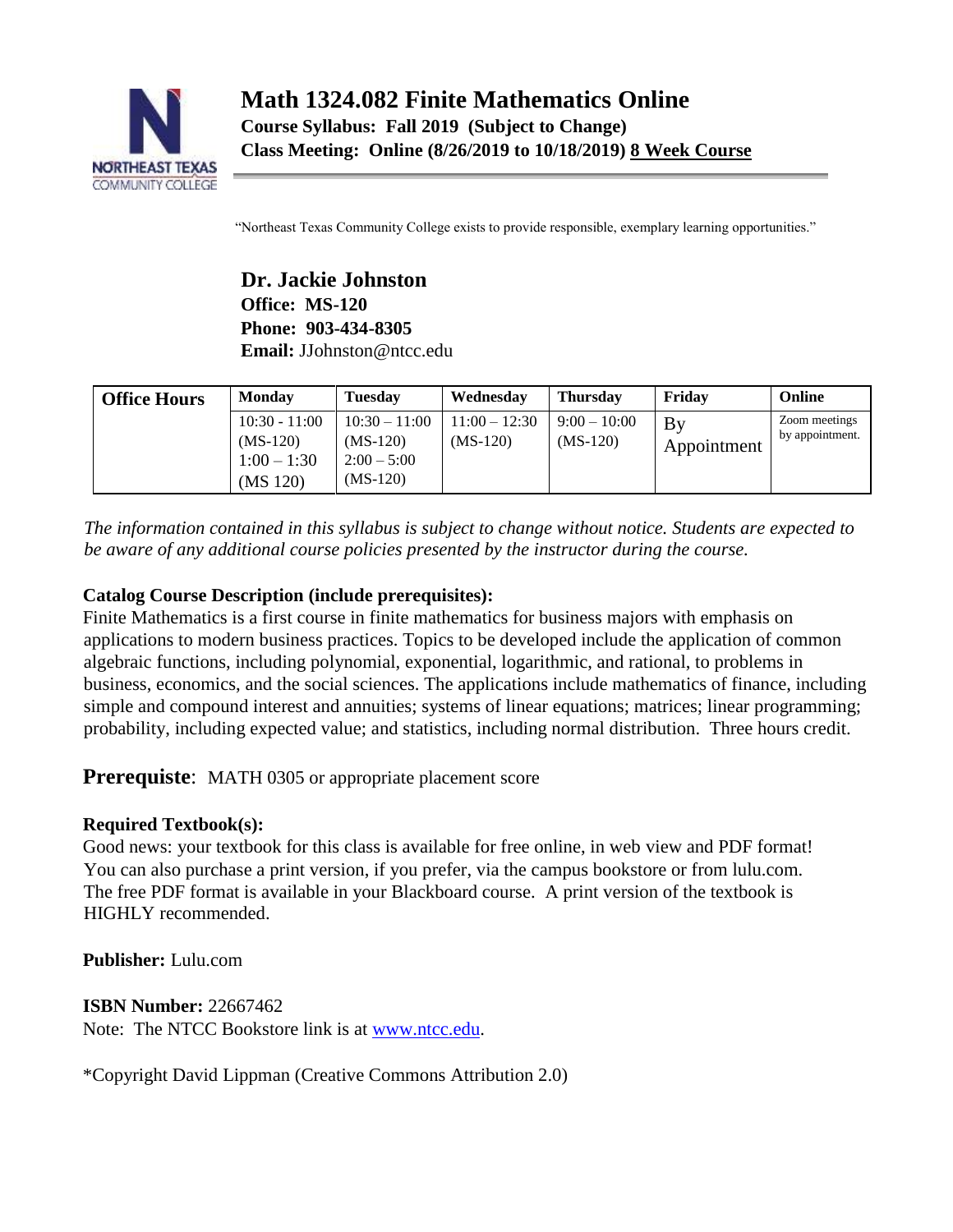# Math 1324.082 Finite Mathematics Online

**Course Syllabus: Fall 2019 (Subject to Change)**
**Class Meeting: Online (8/26/2019 to 10/18/2019) 8 Week Course**

"Northeast Texas Community College exists to provide responsible, exemplary learning opportunities."

## Dr. Jackie Johnston

**Office: MS-120**
**Phone: 903-434-8305**
**Email:** JJohnston@ntcc.edu

| Office Hours | Monday | Tuesday | Wednesday | Thursday | Friday | Online |
|---|---|---|---|---|---|---|
| | 10:30 - 11:00 (MS-120) 1:00 – 1:30 (MS 120) | 10:30 – 11:00 (MS-120) 2:00 – 5:00 (MS-120) | 11:00 – 12:30 (MS-120) | 9:00 – 10:00 (MS-120) | By Appointment | Zoom meetings by appointment. |

*The information contained in this syllabus is subject to change without notice. Students are expected to be aware of any additional course policies presented by the instructor during the course.*

**Catalog Course Description (include prerequisites):**
Finite Mathematics is a first course in finite mathematics for business majors with emphasis on applications to modern business practices. Topics to be developed include the application of common algebraic functions, including polynomial, exponential, logarithmic, and rational, to problems in business, economics, and the social sciences. The applications include mathematics of finance, including simple and compound interest and annuities; systems of linear equations; matrices; linear programming; probability, including expected value; and statistics, including normal distribution. Three hours credit.

**Prerequisite**: MATH 0305 or appropriate placement score

**Required Textbook(s):**
Good news: your textbook for this class is available for free online, in web view and PDF format! You can also purchase a print version, if you prefer, via the campus bookstore or from lulu.com. The free PDF format is available in your Blackboard course. A print version of the textbook is HIGHLY recommended.

**Publisher:** Lulu.com

**ISBN Number:** 22667462
Note: The NTCC Bookstore link is at www.ntcc.edu.

*Copyright David Lippman (Creative Commons Attribution 2.0)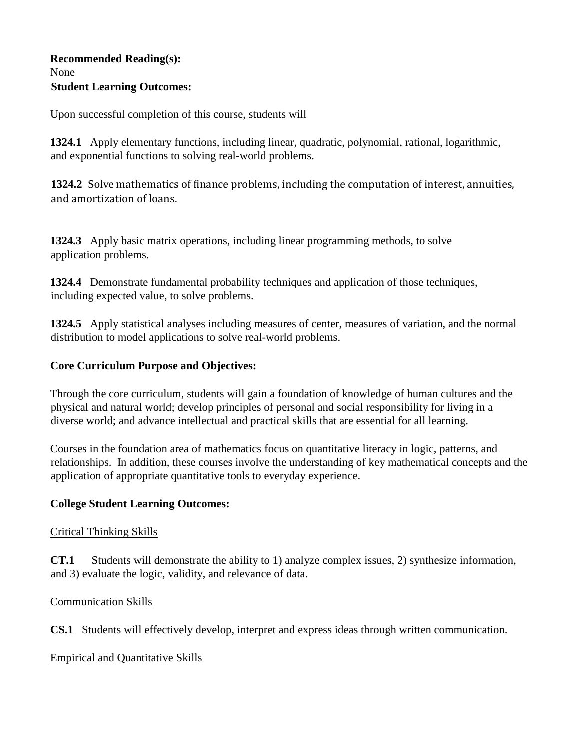**Recommended Reading(s):**

None

**Student Learning Outcomes:**

Upon successful completion of this course, students will

**1324.1** Apply elementary functions, including linear, quadratic, polynomial, rational, logarithmic, and exponential functions to solving real-world problems.

**1324.2** Solve mathematics of finance problems, including the computation of interest, annuities, and amortization of loans.

**1324.3** Apply basic matrix operations, including linear programming methods, to solve application problems.

**1324.4** Demonstrate fundamental probability techniques and application of those techniques, including expected value, to solve problems.

**1324.5** Apply statistical analyses including measures of center, measures of variation, and the normal distribution to model applications to solve real-world problems.

**Core Curriculum Purpose and Objectives:**

Through the core curriculum, students will gain a foundation of knowledge of human cultures and the physical and natural world; develop principles of personal and social responsibility for living in a diverse world; and advance intellectual and practical skills that are essential for all learning.

Courses in the foundation area of mathematics focus on quantitative literacy in logic, patterns, and relationships. In addition, these courses involve the understanding of key mathematical concepts and the application of appropriate quantitative tools to everyday experience.

**College Student Learning Outcomes:**

Critical Thinking Skills

**CT.1** Students will demonstrate the ability to 1) analyze complex issues, 2) synthesize information, and 3) evaluate the logic, validity, and relevance of data.

Communication Skills

**CS.1** Students will effectively develop, interpret and express ideas through written communication.

Empirical and Quantitative Skills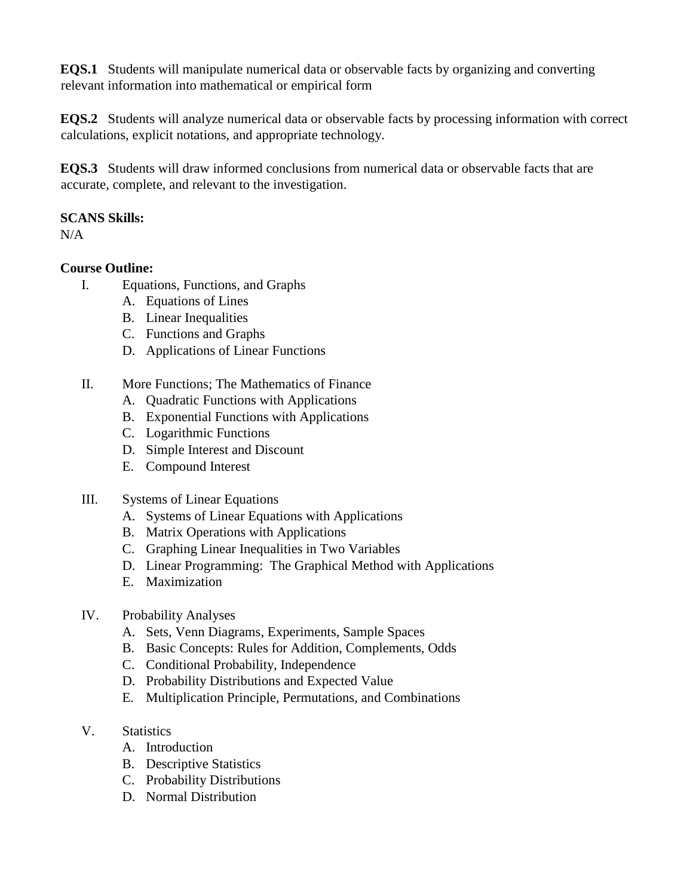**EQS.1** Students will manipulate numerical data or observable facts by organizing and converting relevant information into mathematical or empirical form

**EQS.2** Students will analyze numerical data or observable facts by processing information with correct calculations, explicit notations, and appropriate technology.

**EQS.3** Students will draw informed conclusions from numerical data or observable facts that are accurate, complete, and relevant to the investigation.

**SCANS Skills:**
N/A

**Course Outline:**

I. Equations, Functions, and Graphs
   - A. Equations of Lines
   - B. Linear Inequalities
   - C. Functions and Graphs
   - D. Applications of Linear Functions

II. More Functions; The Mathematics of Finance
   - A. Quadratic Functions with Applications
   - B. Exponential Functions with Applications
   - C. Logarithmic Functions
   - D. Simple Interest and Discount
   - E. Compound Interest

III. Systems of Linear Equations
   - A. Systems of Linear Equations with Applications
   - B. Matrix Operations with Applications
   - C. Graphing Linear Inequalities in Two Variables
   - D. Linear Programming: The Graphical Method with Applications
   - E. Maximization

IV. Probability Analyses
   - A. Sets, Venn Diagrams, Experiments, Sample Spaces
   - B. Basic Concepts: Rules for Addition, Complements, Odds
   - C. Conditional Probability, Independence
   - D. Probability Distributions and Expected Value
   - E. Multiplication Principle, Permutations, and Combinations

V. Statistics
   - A. Introduction
   - B. Descriptive Statistics
   - C. Probability Distributions
   - D. Normal Distribution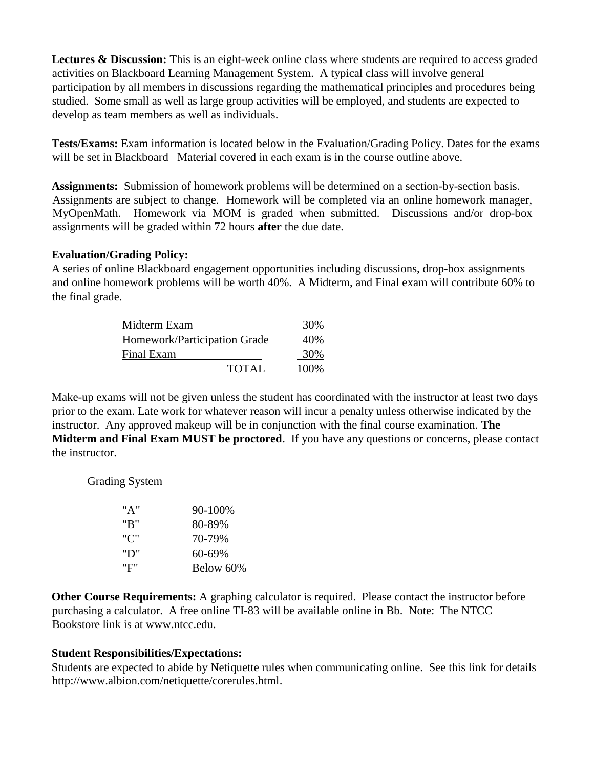**Lectures & Discussion:** This is an eight-week online class where students are required to access graded activities on Blackboard Learning Management System. A typical class will involve general participation by all members in discussions regarding the mathematical principles and procedures being studied. Some small as well as large group activities will be employed, and students are expected to develop as team members as well as individuals.

**Tests/Exams:** Exam information is located below in the Evaluation/Grading Policy. Dates for the exams will be set in Blackboard Material covered in each exam is in the course outline above.

**Assignments:** Submission of homework problems will be determined on a section-by-section basis. Assignments are subject to change. Homework will be completed via an online homework manager, MyOpenMath. Homework via MOM is graded when submitted. Discussions and/or drop-box assignments will be graded within 72 hours **after** the due date.

**Evaluation/Grading Policy:**

A series of online Blackboard engagement opportunities including discussions, drop-box assignments and online homework problems will be worth 40%. A Midterm, and Final exam will contribute 60% to the final grade.

| | |
|---|---|
| Midterm Exam | 30% |
| Homework/Participation Grade | 40% |
| Final Exam | 30% |
| TOTAL | 100% |

Make-up exams will not be given unless the student has coordinated with the instructor at least two days prior to the exam. Late work for whatever reason will incur a penalty unless otherwise indicated by the instructor. Any approved makeup will be in conjunction with the final course examination. **The Midterm and Final Exam MUST be proctored**. If you have any questions or concerns, please contact the instructor.

Grading System

| | |
|---|---|
| "A" | 90-100% |
| "B" | 80-89% |
| "C" | 70-79% |
| "D" | 60-69% |
| "F" | Below 60% |

**Other Course Requirements:** A graphing calculator is required. Please contact the instructor before purchasing a calculator. A free online TI-83 will be available online in Bb. Note: The NTCC Bookstore link is at www.ntcc.edu.

**Student Responsibilities/Expectations:**

Students are expected to abide by Netiquette rules when communicating online. See this link for details http://www.albion.com/netiquette/corerules.html.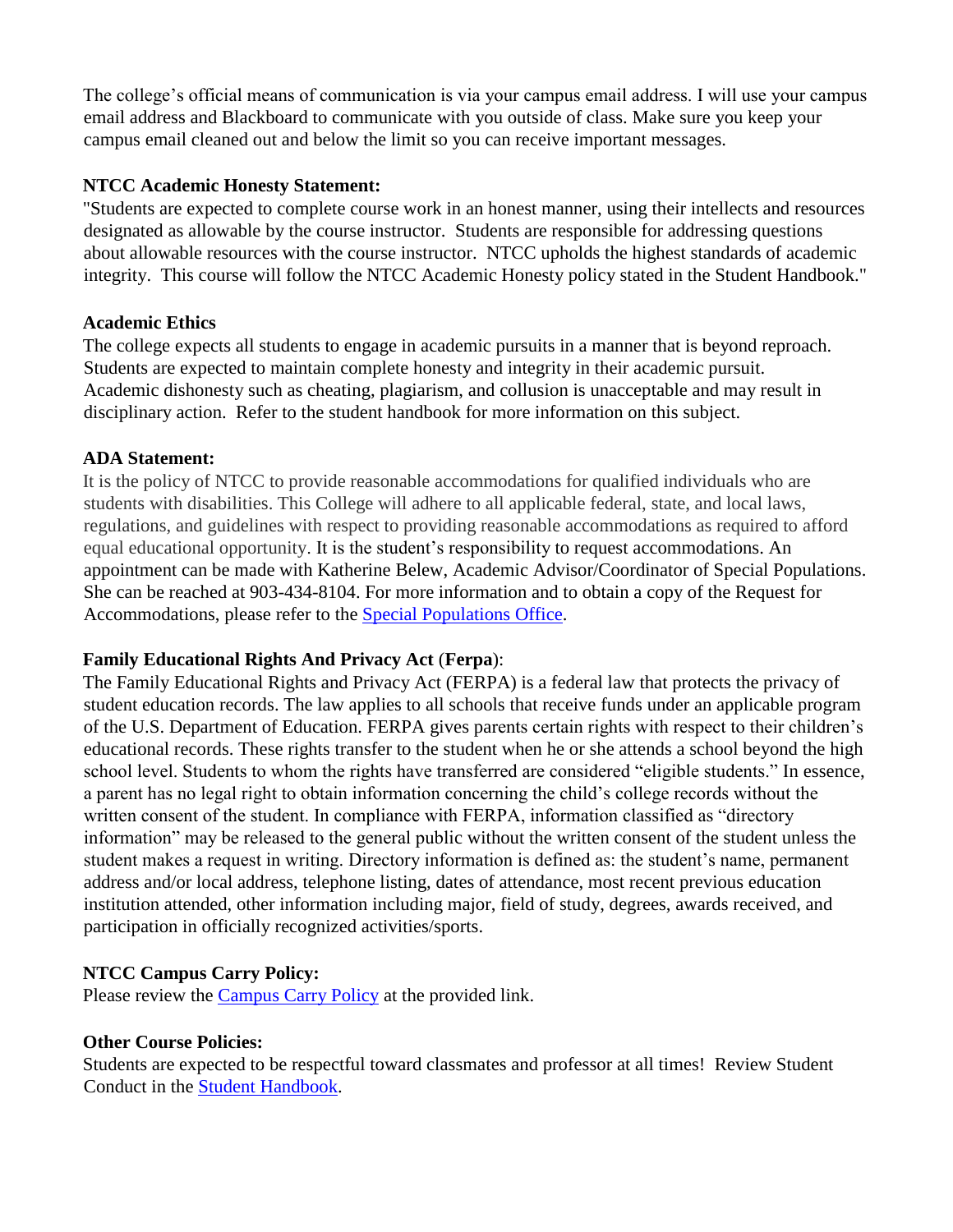The college's official means of communication is via your campus email address. I will use your campus email address and Blackboard to communicate with you outside of class. Make sure you keep your campus email cleaned out and below the limit so you can receive important messages.

**NTCC Academic Honesty Statement:**

"Students are expected to complete course work in an honest manner, using their intellects and resources designated as allowable by the course instructor. Students are responsible for addressing questions about allowable resources with the course instructor. NTCC upholds the highest standards of academic integrity. This course will follow the NTCC Academic Honesty policy stated in the Student Handbook."

**Academic Ethics**

The college expects all students to engage in academic pursuits in a manner that is beyond reproach. Students are expected to maintain complete honesty and integrity in their academic pursuit. Academic dishonesty such as cheating, plagiarism, and collusion is unacceptable and may result in disciplinary action. Refer to the student handbook for more information on this subject.

**ADA Statement:**

It is the policy of NTCC to provide reasonable accommodations for qualified individuals who are students with disabilities. This College will adhere to all applicable federal, state, and local laws, regulations, and guidelines with respect to providing reasonable accommodations as required to afford equal educational opportunity. It is the student's responsibility to request accommodations. An appointment can be made with Katherine Belew, Academic Advisor/Coordinator of Special Populations. She can be reached at 903-434-8104. For more information and to obtain a copy of the Request for Accommodations, please refer to the Special Populations Office.

**Family Educational Rights And Privacy Act (Ferpa):**

The Family Educational Rights and Privacy Act (FERPA) is a federal law that protects the privacy of student education records. The law applies to all schools that receive funds under an applicable program of the U.S. Department of Education. FERPA gives parents certain rights with respect to their children's educational records. These rights transfer to the student when he or she attends a school beyond the high school level. Students to whom the rights have transferred are considered "eligible students." In essence, a parent has no legal right to obtain information concerning the child's college records without the written consent of the student. In compliance with FERPA, information classified as "directory information" may be released to the general public without the written consent of the student unless the student makes a request in writing. Directory information is defined as: the student's name, permanent address and/or local address, telephone listing, dates of attendance, most recent previous education institution attended, other information including major, field of study, degrees, awards received, and participation in officially recognized activities/sports.

**NTCC Campus Carry Policy:**

Please review the Campus Carry Policy at the provided link.

**Other Course Policies:**

Students are expected to be respectful toward classmates and professor at all times! Review Student Conduct in the Student Handbook.